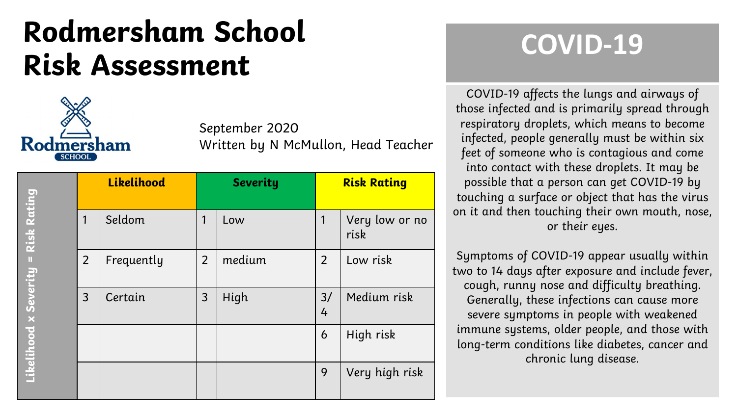# Rodmersham School Risk Assessment

September 2020
Written by N McMullon, Head Teacher

**Likelihood x Severity = Risk Rating**

| **Likelihood** | | **Severity** | | **Risk Rating** | |
|---|---|---|---|---|---|
| 1 | Seldom | 1 | Low | 1 | Very low or no risk |
| 2 | Frequently | 2 | medium | 2 | Low risk |
| 3 | Certain | 3 | High | 3/4 | Medium risk |
| | | | | 6 | High risk |
| | | | | 9 | Very high risk |

## COVID-19

COVID-19 affects the lungs and airways of those infected and is primarily spread through respiratory droplets, which means to become infected, people generally must be within six feet of someone who is contagious and come into contact with these droplets. It may be possible that a person can get COVID-19 by touching a surface or object that has the virus on it and then touching their own mouth, nose, or their eyes.

Symptoms of COVID-19 appear usually within two to 14 days after exposure and include fever, cough, runny nose and difficulty breathing. Generally, these infections can cause more severe symptoms in people with weakened immune systems, older people, and those with long-term conditions like diabetes, cancer and chronic lung disease.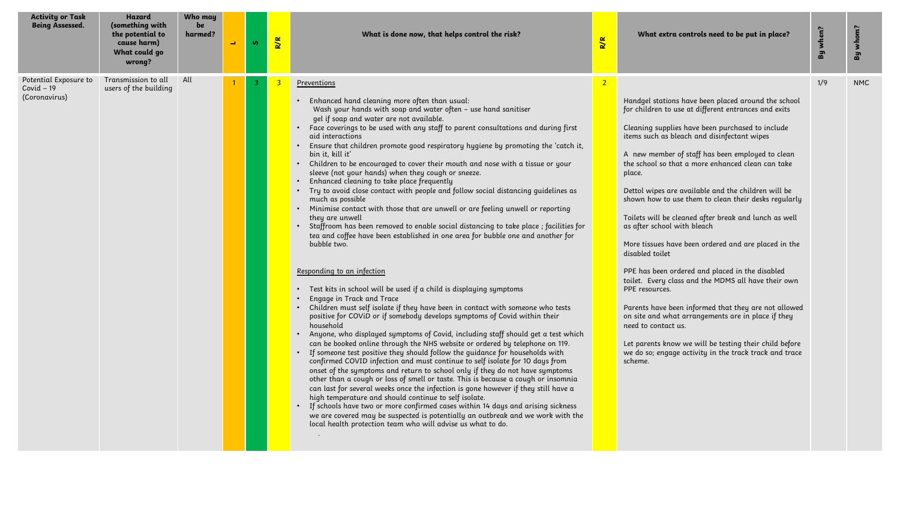| Activity or Task Being Assessed. | Hazard (something with the potential to cause harm) What could go wrong? | Who may be harmed? | L | S | R/R | What is done now, that helps control the risk? | R/R | What extra controls need to be put in place? | By when? | By whom? |
|---|---|---|---|---|---|---|---|---|---|---|
| Potential Exposure to Covid – 19 (Coronavirus) | Transmission to all users of the building | All | 1 | 3 | 3 | Preventions<br><br>• Enhanced hand cleaning more often than usual: Wash your hands with soap and water often – use hand sanitiser gel if soap and water are not available.<br>• Face coverings to be used with any staff to parent consultations and during first aid interactions<br>• Ensure that children promote good respiratory hygiene by promoting the 'catch it, bin it, kill it'<br>• Children to be encouraged to cover their mouth and nose with a tissue or your sleeve (not your hands) when they cough or sneeze.<br>• Enhanced cleaning to take place frequently<br>• Try to avoid close contact with people and follow social distancing guidelines as much as possible<br>• Minimise contact with those that are unwell or are feeling unwell or reporting they are unwell<br>• Staffroom has been removed to enable social distancing to take place ; facilities for tea and coffee have been established in one area for bubble one and another for bubble two.<br><br>Responding to an infection<br><br>• Test kits in school will be used if a child is displaying symptoms<br>• Engage in Track and Trace<br>• Children must self isolate if they have been in contact with someone who tests positive for COViD or if somebody develops symptoms of Covid within their household<br>• Anyone, who displayed symptoms of Covid, including staff should get a test which can be booked online through the NHS website or ordered by telephone on 119.<br>• If someone test positive they should follow the guidance for households with confirmed COVID infection and must continue to self isolate for 10 days from onset of the symptoms and return to school only if they do not have symptoms other than a cough or loss of smell or taste. This is because a cough or insomnia can last for several weeks once the infection is gone however if they still have a high temperature and should continue to self isolate.<br>• If schools have two or more confirmed cases within 14 days and arising sickness we are covered may be suspected is potentially an outbreak and we work with the local health protection team who will advise us what to do.<br>. | 2 | Handgel stations have been placed around the school for children to use at different entrances and exits<br><br>Cleaning supplies have been purchased to include items such as bleach and disinfectant wipes<br><br>A new member of staff has been employed to clean the school so that a more enhanced clean can take place.<br><br>Dettol wipes are available and the children will be shown how to use them to clean their desks regularly<br><br>Toilets will be cleaned after break and lunch as well as after school with bleach<br><br>More tissues have been ordered and are placed in the disabled toilet<br><br>PPE has been ordered and placed in the disabled toilet. Every class and the MDMS all have their own PPE resources.<br><br>Parents have been informed that they are not allowed on site and what arrangements are in place if they need to contact us.<br><br>Let parents know we will be testing their child before we do so; engage activity in the track track and trace scheme. | 1/9 | NMC |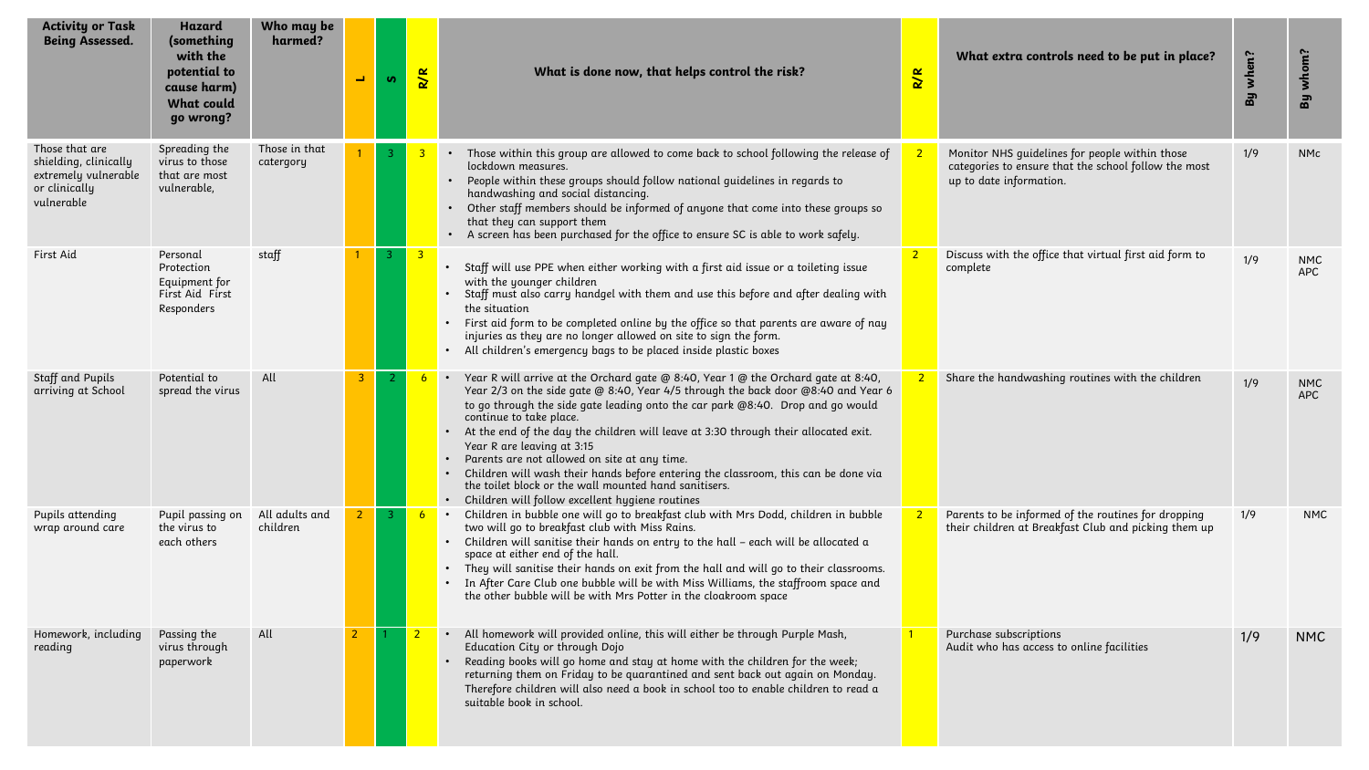| Activity or Task Being Assessed. | Hazard (something with the potential to cause harm) What could go wrong? | Who may be harmed? | L | S | R/R | What is done now, that helps control the risk? | R/R | What extra controls need to be put in place? | By when? | By whom? |
|---|---|---|---|---|---|---|---|---|---|---|
| Those that are shielding, clinically extremely vulnerable or clinically vulnerable | Spreading the virus to those that are most vulnerable, | Those in that catergory | 1 | 3 | 3 | • Those within this group are allowed to come back to school following the release of lockdown measures.<br>• People within these groups should follow national guidelines in regards to handwashing and social distancing.<br>• Other staff members should be informed of anyone that come into these groups so that they can support them<br>• A screen has been purchased for the office to ensure SC is able to work safely. | 2 | Monitor NHS guidelines for people within those categories to ensure that the school follow the most up to date information. | 1/9 | NMc |
| First Aid | Personal Protection Equipment for First Aid First Responders | staff | 1 | 3 | 3 | • Staff will use PPE when either working with a first aid issue or a toileting issue with the younger children<br>• Staff must also carry handgel with them and use this before and after dealing with the situation<br>• First aid form to be completed online by the office so that parents are aware of nay injuries as they are no longer allowed on site to sign the form.<br>• All children's emergency bags to be placed inside plastic boxes | 2 | Discuss with the office that virtual first aid form to complete | 1/9 | NMC APC |
| Staff and Pupils arriving at School | Potential to spread the virus | All | 3 | 2 | 6 | • Year R will arrive at the Orchard gate @ 8:40, Year 1 @ the Orchard gate at 8:40, Year 2/3 on the side gate @ 8:40, Year 4/5 through the back door @8:40 and Year 6 to go through the side gate leading onto the car park @8:40. Drop and go would continue to take place.<br>• At the end of the day the children will leave at 3:30 through their allocated exit. Year R are leaving at 3:15<br>• Parents are not allowed on site at any time.<br>• Children will wash their hands before entering the classroom, this can be done via the toilet block or the wall mounted hand sanitisers.<br>• Children will follow excellent hygiene routines | 2 | Share the handwashing routines with the children | 1/9 | NMC APC |
| Pupils attending wrap around care | Pupil passing on the virus to each others | All adults and children | 2 | 3 | 6 | • Children in bubble one will go to breakfast club with Mrs Dodd, children in bubble two will go to breakfast club with Miss Rains.<br>• Children will sanitise their hands on entry to the hall – each will be allocated a space at either end of the hall.<br>• They will sanitise their hands on exit from the hall and will go to their classrooms.<br>• In After Care Club one bubble will be with Miss Williams, the staffroom space and the other bubble will be with Mrs Potter in the cloakroom space | 2 | Parents to be informed of the routines for dropping their children at Breakfast Club and picking them up | 1/9 | NMC |
| Homework, including reading | Passing the virus through paperwork | All | 2 | 1 | 2 | • All homework will provided online, this will either be through Purple Mash, Education City or through Dojo<br>• Reading books will go home and stay at home with the children for the week; returning them on Friday to be quarantined and sent back out again on Monday. Therefore children will also need a book in school too to enable children to read a suitable book in school. | 1 | Purchase subscriptions<br>Audit who has access to online facilities | 1/9 | NMC |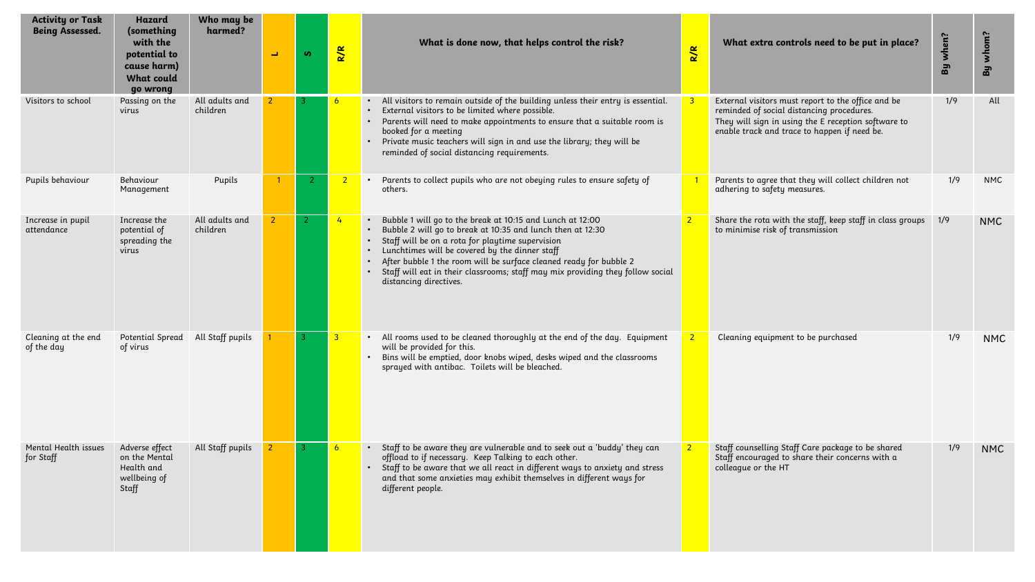| Activity or Task Being Assessed. | Hazard (something with the potential to cause harm) What could go wrong | Who may be harmed? | L | S | R/R | What is done now, that helps control the risk? | R/R | What extra controls need to be put in place? | By when? | By whom? |
|---|---|---|---|---|---|---|---|---|---|---|
| Visitors to school | Passing on the virus | All adults and children | 2 | 3 | 6 | • All visitors to remain outside of the building unless their entry is essential.<br>• External visitors to be limited where possible.<br>• Parents will need to make appointments to ensure that a suitable room is booked for a meeting<br>• Private music teachers will sign in and use the library; they will be reminded of social distancing requirements. | 3 | External visitors must report to the office and be reminded of social distancing procedures.<br>They will sign in using the E reception software to enable track and trace to happen if need be. | 1/9 | All |
| Pupils behaviour | Behaviour Management | Pupils | 1 | 2 | 2 | • Parents to collect pupils who are not obeying rules to ensure safety of others. | 1 | Parents to agree that they will collect children not adhering to safety measures. | 1/9 | NMC |
| Increase in pupil attendance | Increase the potential of spreading the virus | All adults and children | 2 | 2 | 4 | • Bubble 1 will go to the break at 10:15 and Lunch at 12:00<br>• Bubble 2 will go to break at 10:35 and lunch then at 12:30<br>• Staff will be on a rota for playtime supervision<br>• Lunchtimes will be covered by the dinner staff<br>• After bubble 1 the room will be surface cleaned ready for bubble 2<br>• Staff will eat in their classrooms; staff may mix providing they follow social distancing directives. | 2 | Share the rota with the staff, keep staff in class groups to minimise risk of transmission | 1/9 | NMC |
| Cleaning at the end of the day | Potential Spread of virus | All Staff pupils | 1 | 3 | 3 | • All rooms used to be cleaned thoroughly at the end of the day. Equipment will be provided for this.<br>• Bins will be emptied, door knobs wiped, desks wiped and the classrooms sprayed with antibac. Toilets will be bleached. | 2 | Cleaning equipment to be purchased | 1/9 | NMC |
| Mental Health issues for Staff | Adverse effect on the Mental Health and wellbeing of Staff | All Staff pupils | 2 | 3 | 6 | • Staff to be aware they are vulnerable and to seek out a 'buddy' they can offload to if necessary. Keep Talking to each other.<br>• Staff to be aware that we all react in different ways to anxiety and stress and that some anxieties may exhibit themselves in different ways for different people. | 2 | Staff counselling Staff Care package to be shared<br>Staff encouraged to share their concerns with a colleague or the HT | 1/9 | NMC |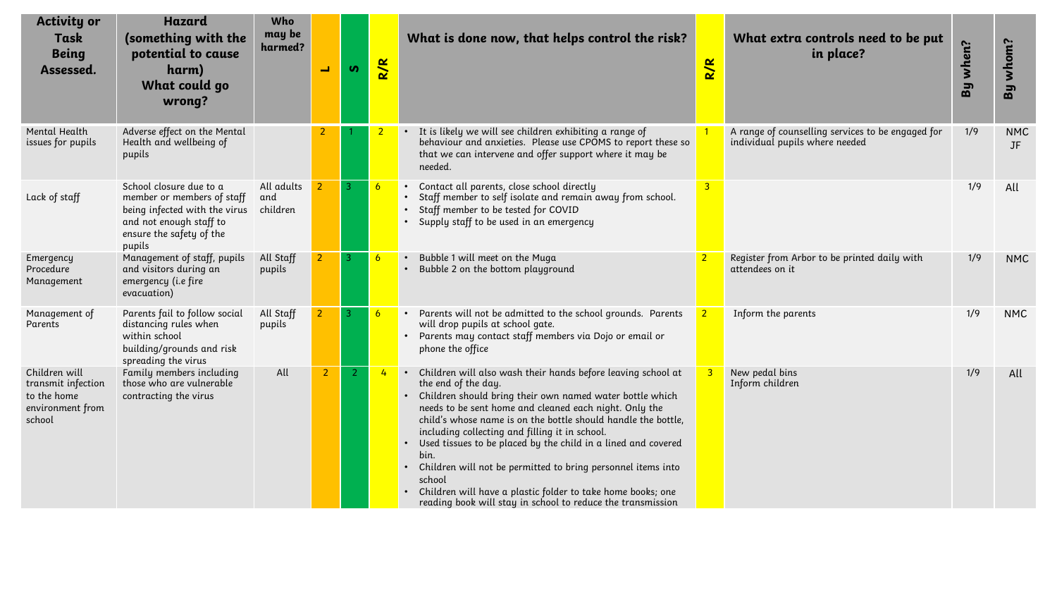| Activity or Task Being Assessed. | Hazard (something with the potential to cause harm) What could go wrong? | Who may be harmed? | L | S | R/R | What is done now, that helps control the risk? | R/R | What extra controls need to be put in place? | By when? | By whom? |
|---|---|---|---|---|---|---|---|---|---|---|
| Mental Health issues for pupils | Adverse effect on the Mental Health and wellbeing of pupils | | 2 | 1 | 2 | • It is likely we will see children exhibiting a range of behaviour and anxieties. Please use CPOMS to report these so that we can intervene and offer support where it may be needed. | 1 | A range of counselling services to be engaged for individual pupils where needed | 1/9 | NMC JF |
| Lack of staff | School closure due to a member or members of staff being infected with the virus and not enough staff to ensure the safety of the pupils | All adults and children | 2 | 3 | 6 | • Contact all parents, close school directly<br>• Staff member to self isolate and remain away from school.<br>• Staff member to be tested for COVID<br>• Supply staff to be used in an emergency | 3 | | 1/9 | All |
| Emergency Procedure Management | Management of staff, pupils and visitors during an emergency (i.e fire evacuation) | All Staff pupils | 2 | 3 | 6 | • Bubble 1 will meet on the Muga<br>• Bubble 2 on the bottom playground | 2 | Register from Arbor to be printed daily with attendees on it | 1/9 | NMC |
| Management of Parents | Parents fail to follow social distancing rules when within school building/grounds and risk spreading the virus | All Staff pupils | 2 | 3 | 6 | • Parents will not be admitted to the school grounds. Parents will drop pupils at school gate.<br>• Parents may contact staff members via Dojo or email or phone the office | 2 | Inform the parents | 1/9 | NMC |
| Children will transmit infection to the home environment from school | Family members including those who are vulnerable contracting the virus | All | 2 | 2 | 4 | • Children will also wash their hands before leaving school at the end of the day.<br>• Children should bring their own named water bottle which needs to be sent home and cleaned each night. Only the child's whose name is on the bottle should handle the bottle, including collecting and filling it in school.<br>• Used tissues to be placed by the child in a lined and covered bin.<br>• Children will not be permitted to bring personnel items into school<br>• Children will have a plastic folder to take home books; one reading book will stay in school to reduce the transmission | 3 | New pedal bins<br>Inform children | 1/9 | All |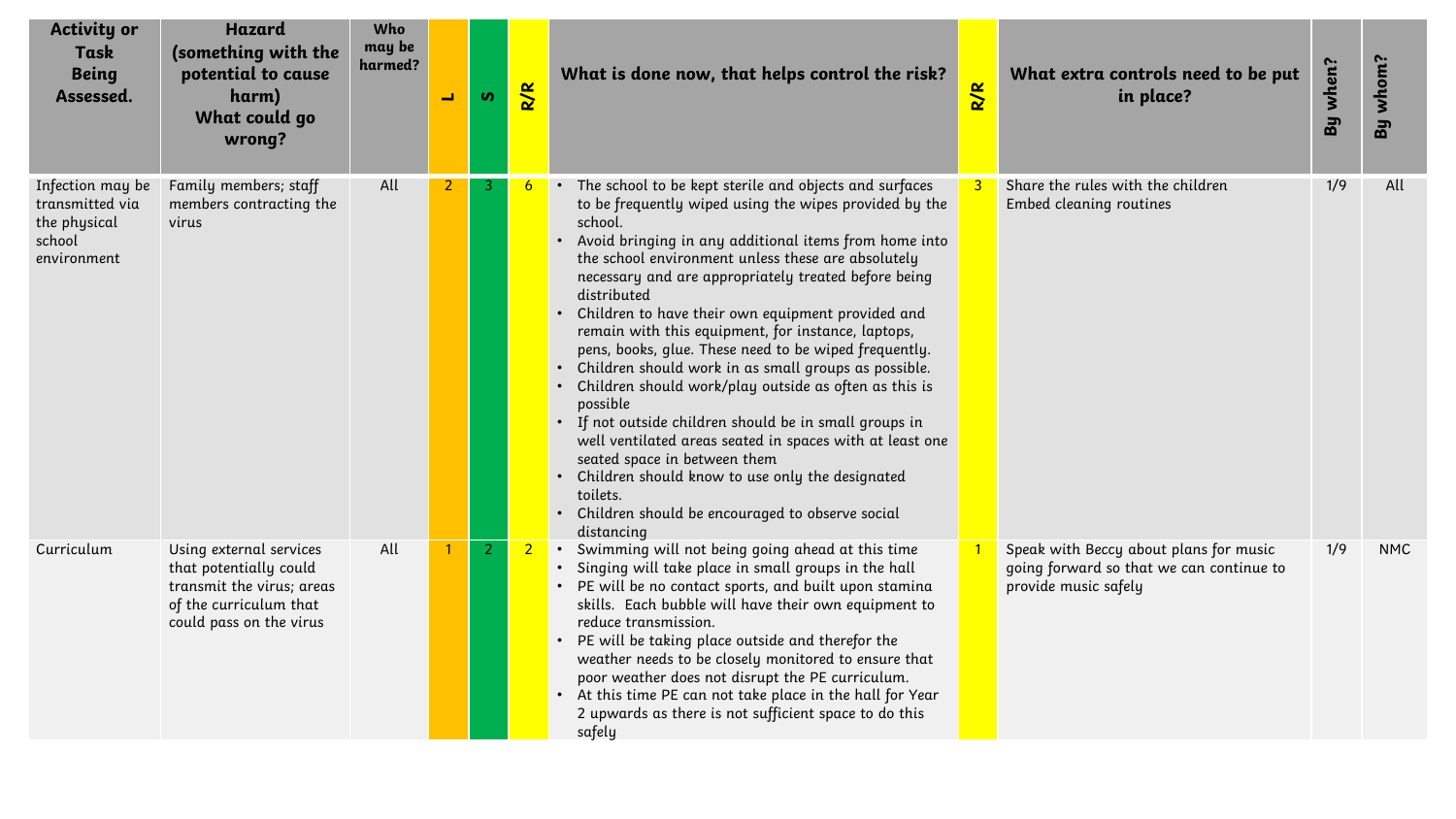| Activity or Task Being Assessed. | Hazard (something with the potential to cause harm) What could go wrong? | Who may be harmed? | L | S | R/R | What is done now, that helps control the risk? | R/R | What extra controls need to be put in place? | By when? | By whom? |
|---|---|---|---|---|---|---|---|---|---|---|
| Infection may be transmitted via the physical school environment | Family members; staff members contracting the virus | All | 2 | 3 | 6 | • The school to be kept sterile and objects and surfaces to be frequently wiped using the wipes provided by the school.<br>• Avoid bringing in any additional items from home into the school environment unless these are absolutely necessary and are appropriately treated before being distributed<br>• Children to have their own equipment provided and remain with this equipment, for instance, laptops, pens, books, glue. These need to be wiped frequently.<br>• Children should work in as small groups as possible.<br>• Children should work/play outside as often as this is possible<br>• If not outside children should be in small groups in well ventilated areas seated in spaces with at least one seated space in between them<br>• Children should know to use only the designated toilets.<br>• Children should be encouraged to observe social distancing | 3 | Share the rules with the children<br>Embed cleaning routines | 1/9 | All |
| Curriculum | Using external services that potentially could transmit the virus; areas of the curriculum that could pass on the virus | All | 1 | 2 | 2 | • Swimming will not being going ahead at this time<br>• Singing will take place in small groups in the hall<br>• PE will be no contact sports, and built upon stamina skills. Each bubble will have their own equipment to reduce transmission.<br>• PE will be taking place outside and therefor the weather needs to be closely monitored to ensure that poor weather does not disrupt the PE curriculum.<br>• At this time PE can not take place in the hall for Year 2 upwards as there is not sufficient space to do this safely | 1 | Speak with Beccy about plans for music going forward so that we can continue to provide music safely | 1/9 | NMC |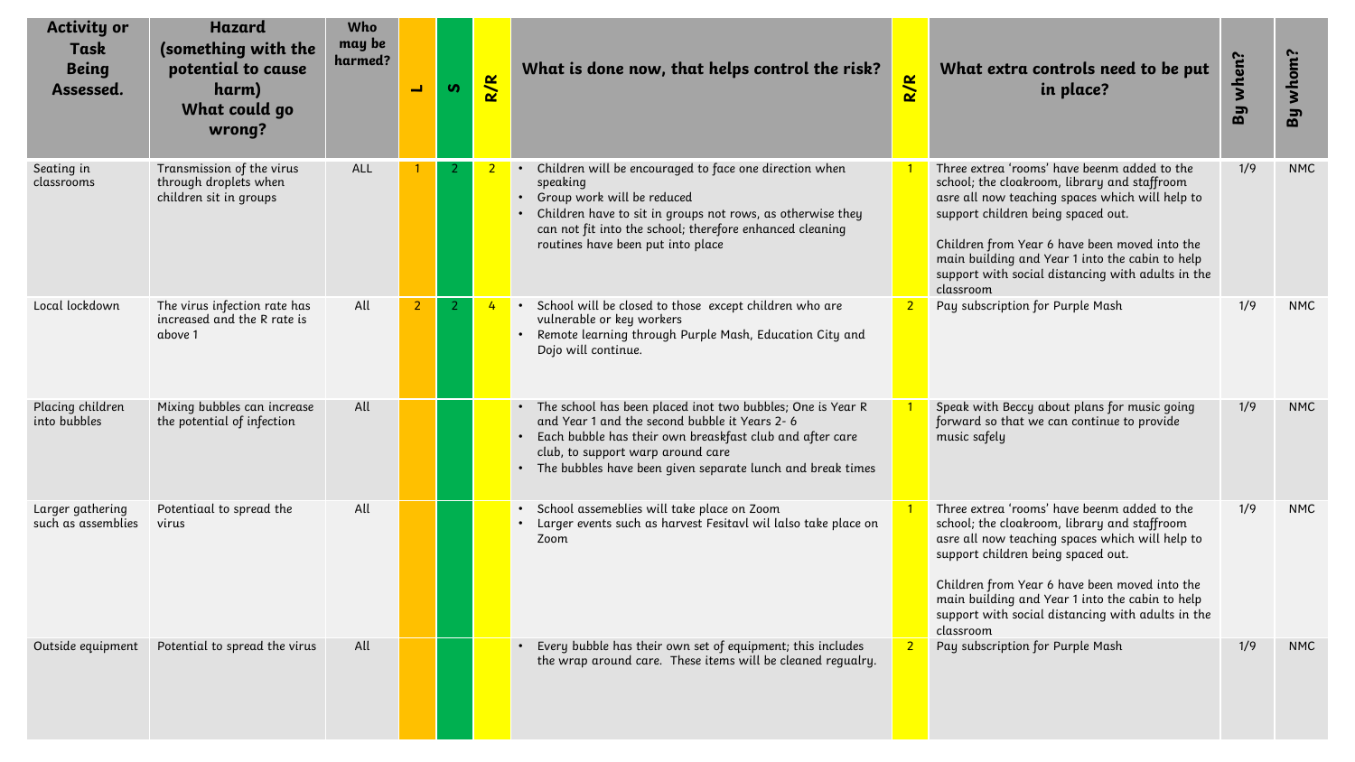| Activity or Task Being Assessed. | Hazard (something with the potential to cause harm) What could go wrong? | Who may be harmed? | L | S | R/R | What is done now, that helps control the risk? | R/R | What extra controls need to be put in place? | By when? | By whom? |
|---|---|---|---|---|---|---|---|---|---|---|
| Seating in classrooms | Transmission of the virus through droplets when children sit in groups | ALL | 1 | 2 | 2 | • Children will be encouraged to face one direction when speaking<br>• Group work will be reduced<br>• Children have to sit in groups not rows, as otherwise they can not fit into the school; therefore enhanced cleaning routines have been put into place | 1 | Three extrea 'rooms' have beenm added to the school; the cloakroom, library and staffroom asre all now teaching spaces which will help to support children being spaced out.<br><br>Children from Year 6 have been moved into the main building and Year 1 into the cabin to help support with social distancing with adults in the classroom | 1/9 | NMC |
| Local lockdown | The virus infection rate has increased and the R rate is above 1 | All | 2 | 2 | 4 | • School will be closed to those except children who are vulnerable or key workers<br>• Remote learning through Purple Mash, Education City and Dojo will continue. | 2 | Pay subscription for Purple Mash | 1/9 | NMC |
| Placing children into bubbles | Mixing bubbles can increase the potential of infection | All | | | | • The school has been placed inot two bubbles; One is Year R and Year 1 and the second bubble it Years 2- 6<br>• Each bubble has their own breaskfast club and after care club, to support warp around care<br>• The bubbles have been given separate lunch and break times | 1 | Speak with Beccy about plans for music going forward so that we can continue to provide music safely | 1/9 | NMC |
| Larger gathering such as assemblies | Potentiaal to spread the virus | All | | | | • School assemeblies will take place on Zoom<br>• Larger events such as harvest Fesitavl wil lalso take place on Zoom | 1 | Three extrea 'rooms' have beenm added to the school; the cloakroom, library and staffroom asre all now teaching spaces which will help to support children being spaced out.<br><br>Children from Year 6 have been moved into the main building and Year 1 into the cabin to help support with social distancing with adults in the classroom | 1/9 | NMC |
| Outside equipment | Potential to spread the virus | All | | | | • Every bubble has their own set of equipment; this includes the wrap around care. These items will be cleaned regualry. | 2 | Pay subscription for Purple Mash | 1/9 | NMC |